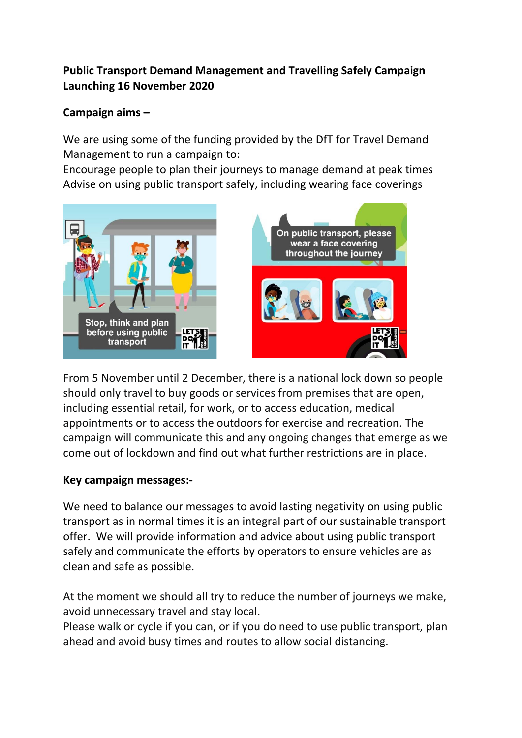**Public Transport Demand Management and Travelling Safely Campaign Launching 16 November 2020**

**Campaign aims –**

We are using some of the funding provided by the DfT for Travel Demand Management to run a campaign to:

Encourage people to plan their journeys to manage demand at peak times

Advise on using public transport safely, including wearing face coverings

From 5 November until 2 December, there is a national lock down so people should only travel to buy goods or services from premises that are open, including essential retail, for work, or to access education, medical appointments or to access the outdoors for exercise and recreation. The campaign will communicate this and any ongoing changes that emerge as we come out of lockdown and find out what further restrictions are in place.

**Key campaign messages:-**

We need to balance our messages to avoid lasting negativity on using public transport as in normal times it is an integral part of our sustainable transport offer. We will provide information and advice about using public transport safely and communicate the efforts by operators to ensure vehicles are as clean and safe as possible.

At the moment we should all try to reduce the number of journeys we make, avoid unnecessary travel and stay local.

Please walk or cycle if you can, or if you do need to use public transport, plan ahead and avoid busy times and routes to allow social distancing.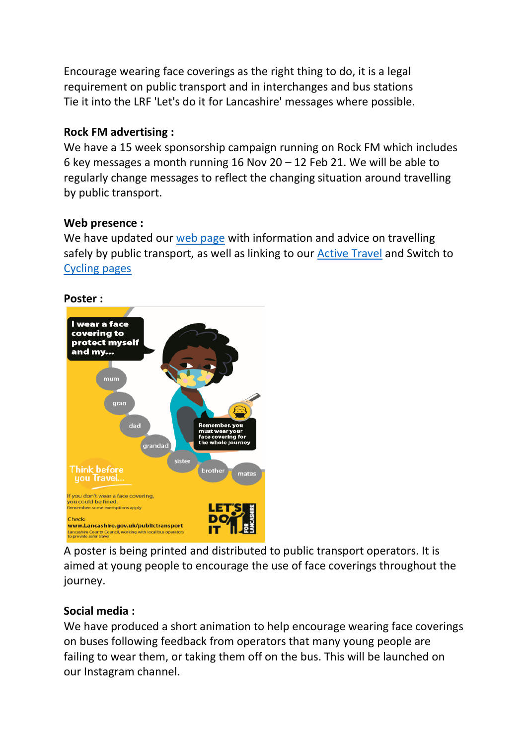Encourage wearing face coverings as the right thing to do, it is a legal requirement on public transport and in interchanges and bus stations
Tie it into the LRF 'Let's do it for Lancashire' messages where possible.

**Rock FM advertising :**
We have a 15 week sponsorship campaign running on Rock FM which includes 6 key messages a month running 16 Nov 20 – 12 Feb 21. We will be able to regularly change messages to reflect the changing situation around travelling by public transport.

**Web presence :**
We have updated our web page with information and advice on travelling safely by public transport, as well as linking to our Active Travel and Switch to Cycling pages

**Poster :**

A poster is being printed and distributed to public transport operators. It is aimed at young people to encourage the use of face coverings throughout the journey.

**Social media :**
We have produced a short animation to help encourage wearing face coverings on buses following feedback from operators that many young people are failing to wear them, or taking them off on the bus. This will be launched on our Instagram channel.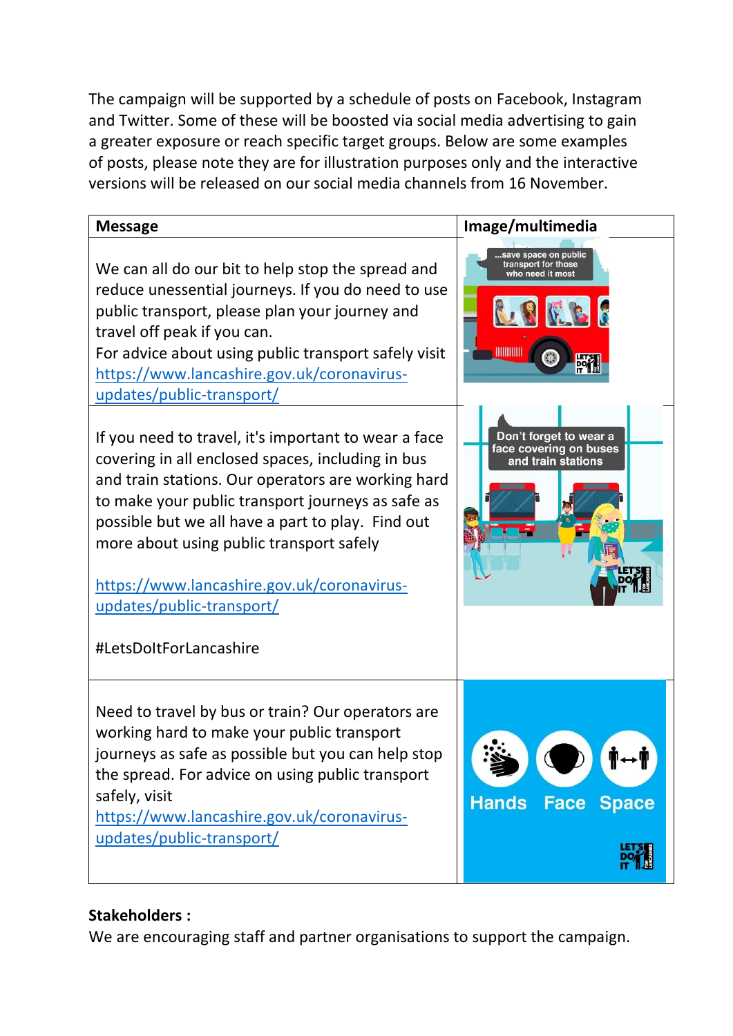The campaign will be supported by a schedule of posts on Facebook, Instagram and Twitter. Some of these will be boosted via social media advertising to gain a greater exposure or reach specific target groups. Below are some examples of posts, please note they are for illustration purposes only and the interactive versions will be released on our social media channels from 16 November.

| Message | Image/multimedia |
| --- | --- |
| We can all do our bit to help stop the spread and reduce unessential journeys. If you do need to use public transport, please plan your journey and travel off peak if you can.<br>For advice about using public transport safely visit [https://www.lancashire.gov.uk/coronavirus-updates/public-transport/](https://www.lancashire.gov.uk/coronavirus-updates/public-transport/) | |
| If you need to travel, it's important to wear a face covering in all enclosed spaces, including in bus and train stations. Our operators are working hard to make your public transport journeys as safe as possible but we all have a part to play. Find out more about using public transport safely<br><br>[https://www.lancashire.gov.uk/coronavirus-updates/public-transport/](https://www.lancashire.gov.uk/coronavirus-updates/public-transport/)<br><br>#LetsDoItForLancashire | |
| Need to travel by bus or train? Our operators are working hard to make your public transport journeys as safe as possible but you can help stop the spread. For advice on using public transport safely, visit [https://www.lancashire.gov.uk/coronavirus-updates/public-transport/](https://www.lancashire.gov.uk/coronavirus-updates/public-transport/) | |

**Stakeholders :**

We are encouraging staff and partner organisations to support the campaign.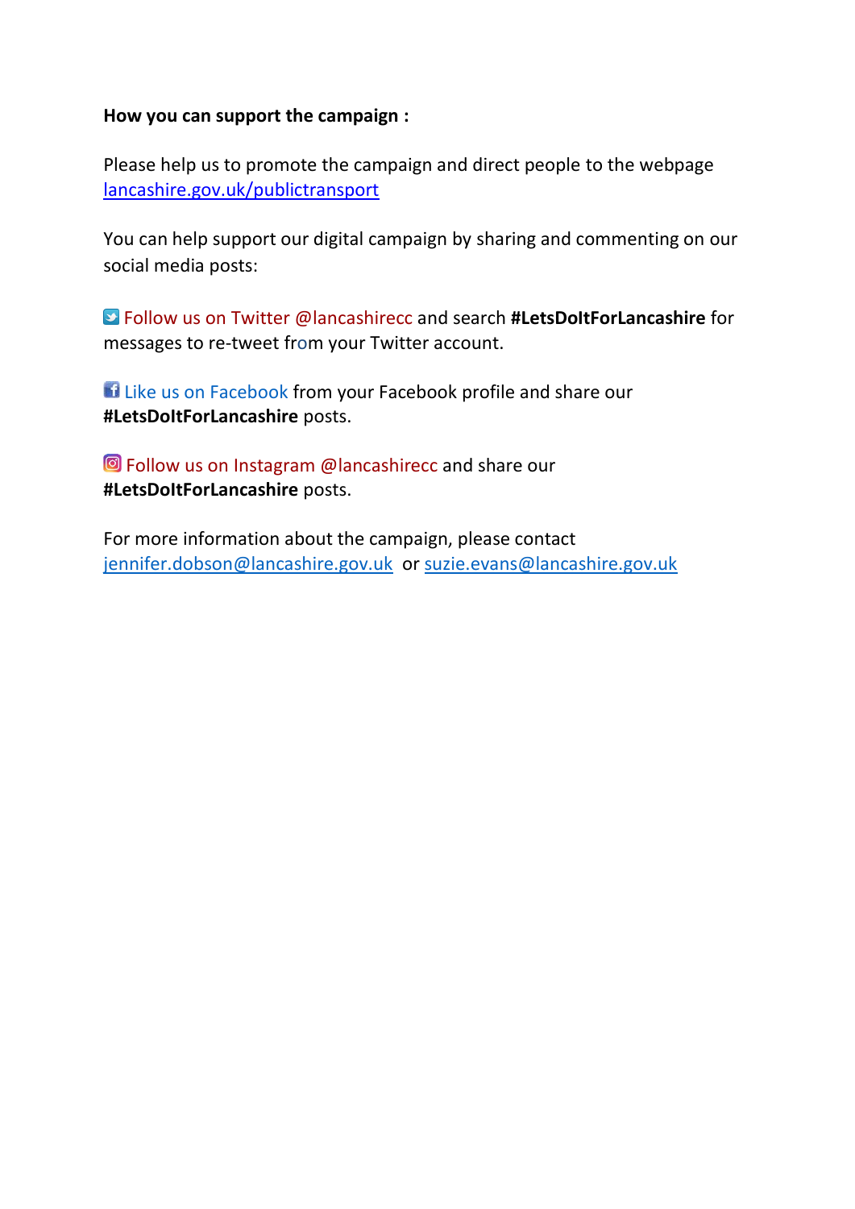**How you can support the campaign :**

Please help us to promote the campaign and direct people to the webpage lancashire.gov.uk/publictransport

You can help support our digital campaign by sharing and commenting on our social media posts:

Follow us on Twitter @lancashirecc and search **#LetsDoItForLancashire** for messages to re-tweet from your Twitter account.

Like us on Facebook from your Facebook profile and share our **#LetsDoItForLancashire** posts.

Follow us on Instagram @lancashirecc and share our **#LetsDoItForLancashire** posts.

For more information about the campaign, please contact jennifer.dobson@lancashire.gov.uk or suzie.evans@lancashire.gov.uk